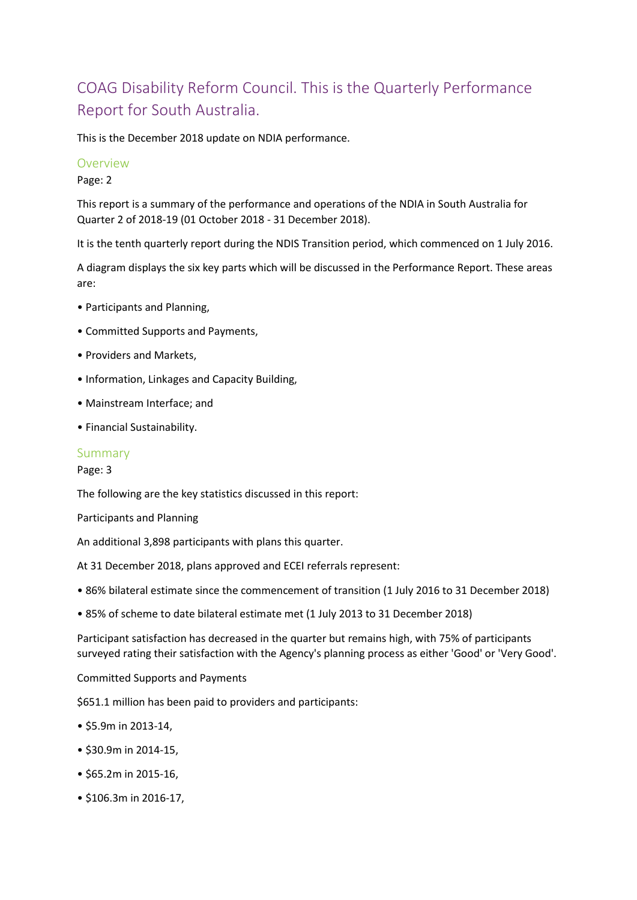# COAG Disability Reform Council. This is the Quarterly Performance Report for South Australia.

This is the December 2018 update on NDIA performance.

## Overview

Page: 2

This report is a summary of the performance and operations of the NDIA in South Australia for Quarter 2 of 2018-19 (01 October 2018 - 31 December 2018).

It is the tenth quarterly report during the NDIS Transition period, which commenced on 1 July 2016.

A diagram displays the six key parts which will be discussed in the Performance Report. These areas are:

• Participants and Planning,

• Committed Supports and Payments,

• Providers and Markets,

• Information, Linkages and Capacity Building,

• Mainstream Interface; and

• Financial Sustainability.

## Summary

Page: 3

The following are the key statistics discussed in this report:

Participants and Planning

An additional 3,898 participants with plans this quarter.

At 31 December 2018, plans approved and ECEI referrals represent:

• 86% bilateral estimate since the commencement of transition (1 July 2016 to 31 December 2018)

• 85% of scheme to date bilateral estimate met (1 July 2013 to 31 December 2018)

Participant satisfaction has decreased in the quarter but remains high, with 75% of participants surveyed rating their satisfaction with the Agency's planning process as either 'Good' or 'Very Good'.

Committed Supports and Payments

$651.1 million has been paid to providers and participants:

• $5.9m in 2013-14,

• $30.9m in 2014-15,

• $65.2m in 2015-16,

• $106.3m in 2016-17,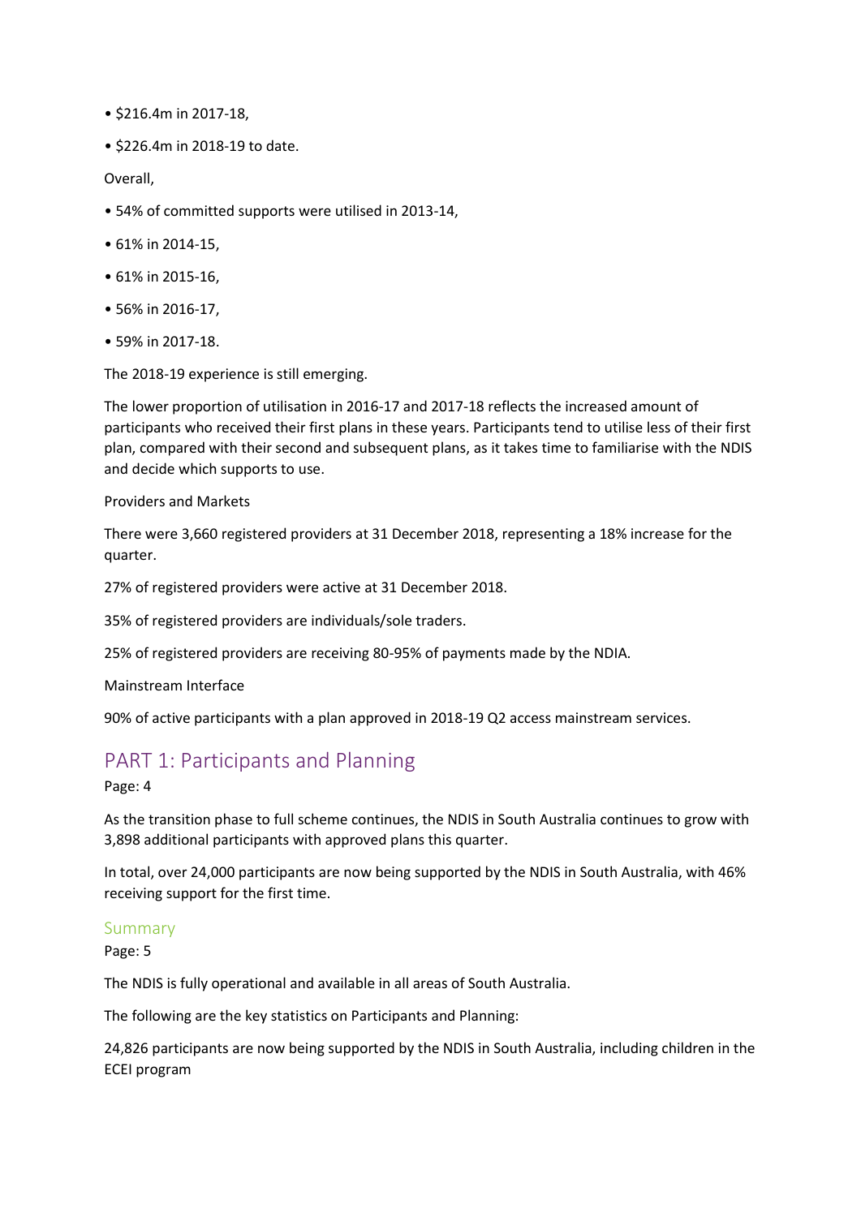- $216.4m in 2017-18,
- $226.4m in 2018-19 to date.

Overall,

- 54% of committed supports were utilised in 2013-14,
- 61% in 2014-15,
- 61% in 2015-16,
- 56% in 2016-17,
- 59% in 2017-18.

The 2018-19 experience is still emerging.

The lower proportion of utilisation in 2016-17 and 2017-18 reflects the increased amount of participants who received their first plans in these years. Participants tend to utilise less of their first plan, compared with their second and subsequent plans, as it takes time to familiarise with the NDIS and decide which supports to use.

Providers and Markets

There were 3,660 registered providers at 31 December 2018, representing a 18% increase for the quarter.

27% of registered providers were active at 31 December 2018.

35% of registered providers are individuals/sole traders.

25% of registered providers are receiving 80-95% of payments made by the NDIA.

Mainstream Interface

90% of active participants with a plan approved in 2018-19 Q2 access mainstream services.

## PART 1: Participants and Planning

Page: 4

As the transition phase to full scheme continues, the NDIS in South Australia continues to grow with 3,898 additional participants with approved plans this quarter.

In total, over 24,000 participants are now being supported by the NDIS in South Australia, with 46% receiving support for the first time.

### Summary

Page: 5

The NDIS is fully operational and available in all areas of South Australia.

The following are the key statistics on Participants and Planning:

24,826 participants are now being supported by the NDIS in South Australia, including children in the ECEI program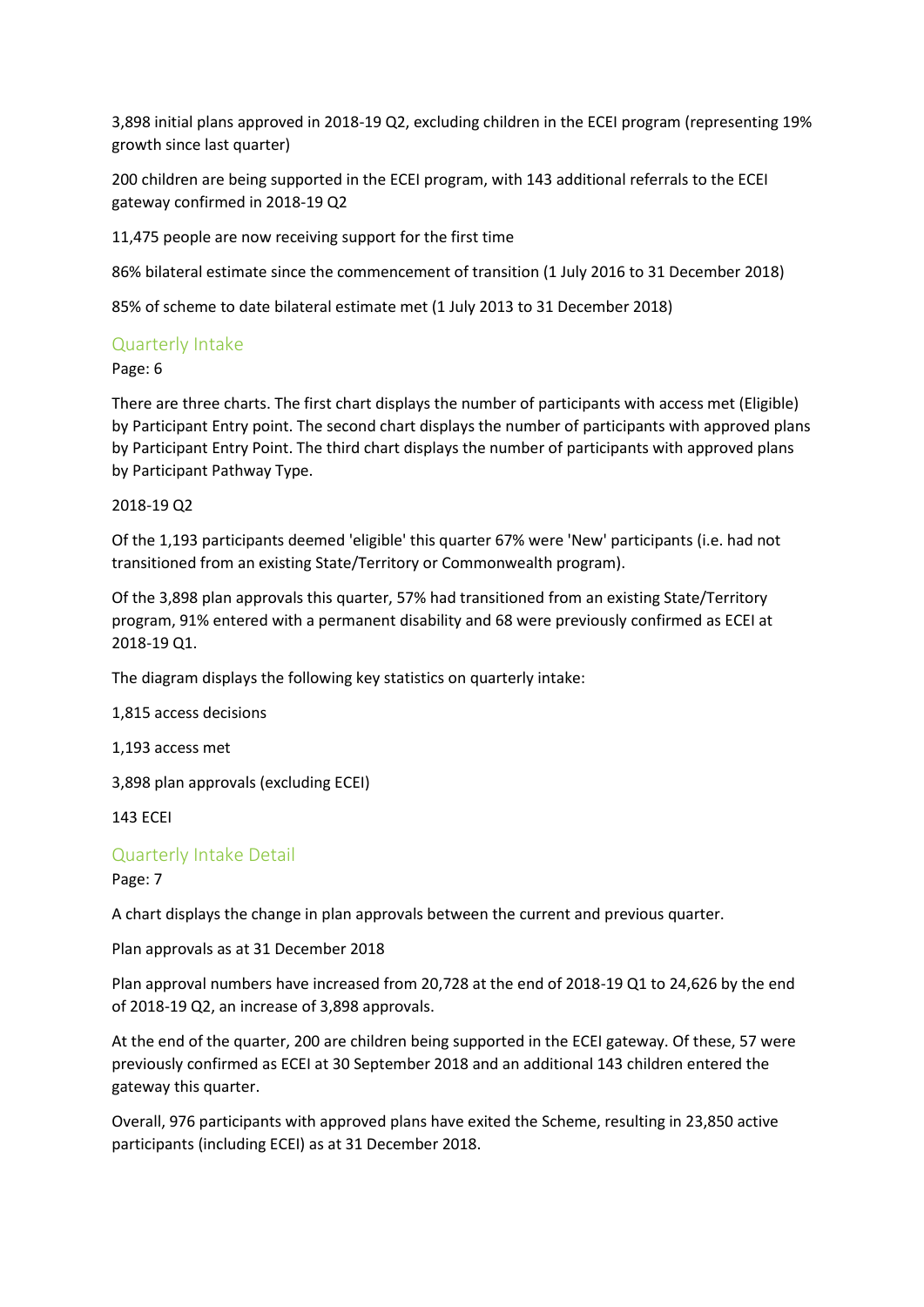3,898 initial plans approved in 2018-19 Q2, excluding children in the ECEI program (representing 19% growth since last quarter)

200 children are being supported in the ECEI program, with 143 additional referrals to the ECEI gateway confirmed in 2018-19 Q2

11,475 people are now receiving support for the first time

86% bilateral estimate since the commencement of transition (1 July 2016 to 31 December 2018)

85% of scheme to date bilateral estimate met (1 July 2013 to 31 December 2018)

## Quarterly Intake

Page: 6

There are three charts. The first chart displays the number of participants with access met (Eligible) by Participant Entry point. The second chart displays the number of participants with approved plans by Participant Entry Point. The third chart displays the number of participants with approved plans by Participant Pathway Type.

2018-19 Q2

Of the 1,193 participants deemed 'eligible' this quarter 67% were 'New' participants (i.e. had not transitioned from an existing State/Territory or Commonwealth program).

Of the 3,898 plan approvals this quarter, 57% had transitioned from an existing State/Territory program, 91% entered with a permanent disability and 68 were previously confirmed as ECEI at 2018-19 Q1.

The diagram displays the following key statistics on quarterly intake:

1,815 access decisions

1,193 access met

3,898 plan approvals (excluding ECEI)

143 ECEI

## Quarterly Intake Detail

Page: 7

A chart displays the change in plan approvals between the current and previous quarter.

Plan approvals as at 31 December 2018

Plan approval numbers have increased from 20,728 at the end of 2018-19 Q1 to 24,626 by the end of 2018-19 Q2, an increase of 3,898 approvals.

At the end of the quarter, 200 are children being supported in the ECEI gateway. Of these, 57 were previously confirmed as ECEI at 30 September 2018 and an additional 143 children entered the gateway this quarter.

Overall, 976 participants with approved plans have exited the Scheme, resulting in 23,850 active participants (including ECEI) as at 31 December 2018.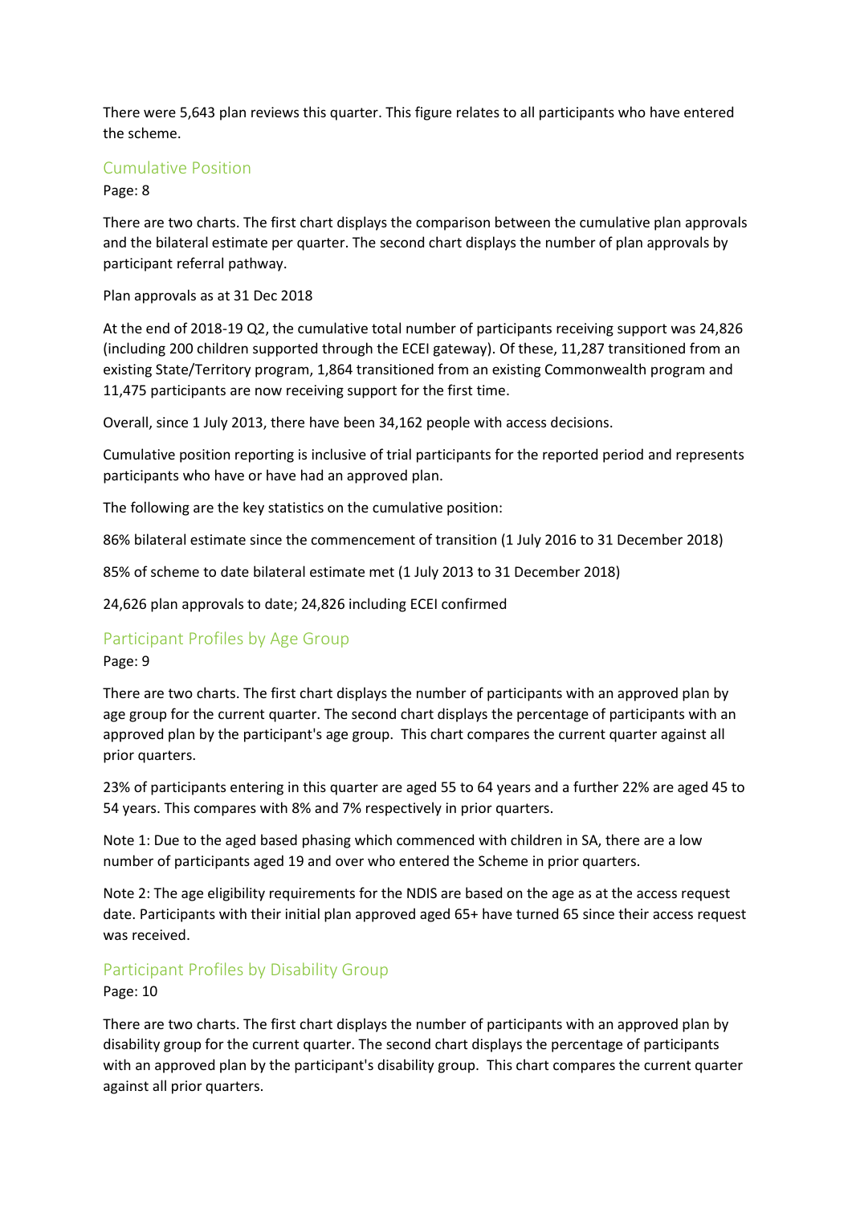There were 5,643 plan reviews this quarter. This figure relates to all participants who have entered the scheme.

## Cumulative Position

Page: 8

There are two charts. The first chart displays the comparison between the cumulative plan approvals and the bilateral estimate per quarter. The second chart displays the number of plan approvals by participant referral pathway.

Plan approvals as at 31 Dec 2018

At the end of 2018-19 Q2, the cumulative total number of participants receiving support was 24,826 (including 200 children supported through the ECEI gateway). Of these, 11,287 transitioned from an existing State/Territory program, 1,864 transitioned from an existing Commonwealth program and 11,475 participants are now receiving support for the first time.

Overall, since 1 July 2013, there have been 34,162 people with access decisions.

Cumulative position reporting is inclusive of trial participants for the reported period and represents participants who have or have had an approved plan.

The following are the key statistics on the cumulative position:

86% bilateral estimate since the commencement of transition (1 July 2016 to 31 December 2018)

85% of scheme to date bilateral estimate met (1 July 2013 to 31 December 2018)

24,626 plan approvals to date; 24,826 including ECEI confirmed

## Participant Profiles by Age Group

Page: 9

There are two charts. The first chart displays the number of participants with an approved plan by age group for the current quarter. The second chart displays the percentage of participants with an approved plan by the participant's age group. This chart compares the current quarter against all prior quarters.

23% of participants entering in this quarter are aged 55 to 64 years and a further 22% are aged 45 to 54 years. This compares with 8% and 7% respectively in prior quarters.

Note 1: Due to the aged based phasing which commenced with children in SA, there are a low number of participants aged 19 and over who entered the Scheme in prior quarters.

Note 2: The age eligibility requirements for the NDIS are based on the age as at the access request date. Participants with their initial plan approved aged 65+ have turned 65 since their access request was received.

## Participant Profiles by Disability Group

Page: 10

There are two charts. The first chart displays the number of participants with an approved plan by disability group for the current quarter. The second chart displays the percentage of participants with an approved plan by the participant's disability group. This chart compares the current quarter against all prior quarters.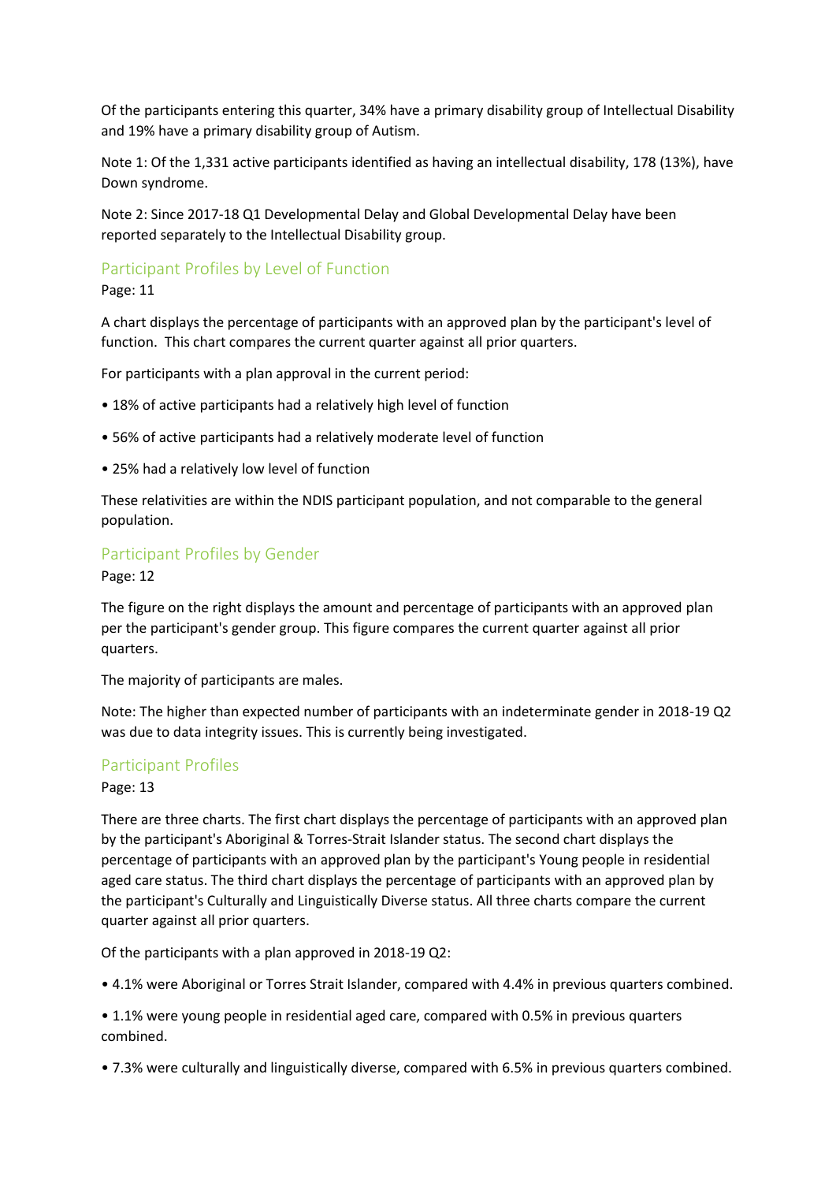Of the participants entering this quarter, 34% have a primary disability group of Intellectual Disability and 19% have a primary disability group of Autism.

Note 1: Of the 1,331 active participants identified as having an intellectual disability, 178 (13%), have Down syndrome.

Note 2: Since 2017-18 Q1 Developmental Delay and Global Developmental Delay have been reported separately to the Intellectual Disability group.

## Participant Profiles by Level of Function

Page: 11

A chart displays the percentage of participants with an approved plan by the participant's level of function. This chart compares the current quarter against all prior quarters.

For participants with a plan approval in the current period:

- 18% of active participants had a relatively high level of function
- 56% of active participants had a relatively moderate level of function
- 25% had a relatively low level of function

These relativities are within the NDIS participant population, and not comparable to the general population.

## Participant Profiles by Gender

Page: 12

The figure on the right displays the amount and percentage of participants with an approved plan per the participant's gender group. This figure compares the current quarter against all prior quarters.

The majority of participants are males.

Note: The higher than expected number of participants with an indeterminate gender in 2018-19 Q2 was due to data integrity issues. This is currently being investigated.

## Participant Profiles

Page: 13

There are three charts. The first chart displays the percentage of participants with an approved plan by the participant's Aboriginal & Torres-Strait Islander status. The second chart displays the percentage of participants with an approved plan by the participant's Young people in residential aged care status. The third chart displays the percentage of participants with an approved plan by the participant's Culturally and Linguistically Diverse status. All three charts compare the current quarter against all prior quarters.

Of the participants with a plan approved in 2018-19 Q2:

- 4.1% were Aboriginal or Torres Strait Islander, compared with 4.4% in previous quarters combined.
- 1.1% were young people in residential aged care, compared with 0.5% in previous quarters combined.
- 7.3% were culturally and linguistically diverse, compared with 6.5% in previous quarters combined.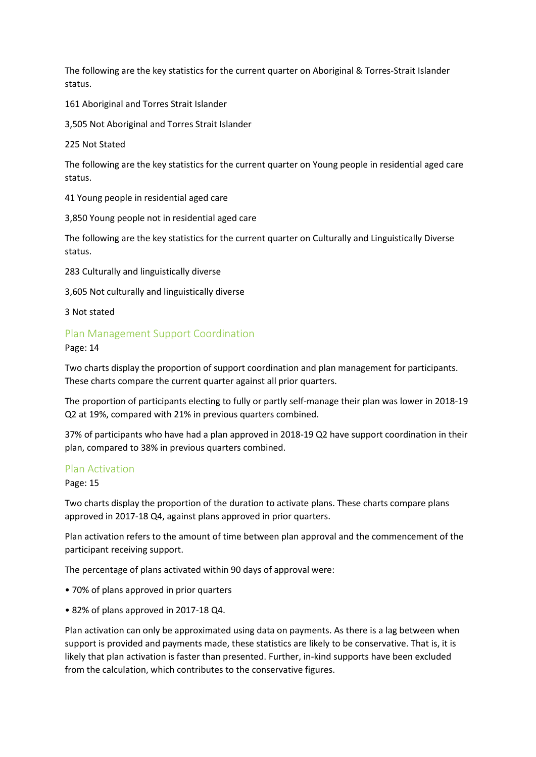The following are the key statistics for the current quarter on Aboriginal & Torres-Strait Islander status.

161 Aboriginal and Torres Strait Islander

3,505 Not Aboriginal and Torres Strait Islander

225 Not Stated

The following are the key statistics for the current quarter on Young people in residential aged care status.

41 Young people in residential aged care

3,850 Young people not in residential aged care

The following are the key statistics for the current quarter on Culturally and Linguistically Diverse status.

283 Culturally and linguistically diverse

3,605 Not culturally and linguistically diverse

3 Not stated

## Plan Management Support Coordination

Page: 14

Two charts display the proportion of support coordination and plan management for participants. These charts compare the current quarter against all prior quarters.

The proportion of participants electing to fully or partly self-manage their plan was lower in 2018-19 Q2 at 19%, compared with 21% in previous quarters combined.

37% of participants who have had a plan approved in 2018-19 Q2 have support coordination in their plan, compared to 38% in previous quarters combined.

## Plan Activation

Page: 15

Two charts display the proportion of the duration to activate plans. These charts compare plans approved in 2017-18 Q4, against plans approved in prior quarters.

Plan activation refers to the amount of time between plan approval and the commencement of the participant receiving support.

The percentage of plans activated within 90 days of approval were:

- 70% of plans approved in prior quarters
- 82% of plans approved in 2017-18 Q4.

Plan activation can only be approximated using data on payments. As there is a lag between when support is provided and payments made, these statistics are likely to be conservative. That is, it is likely that plan activation is faster than presented. Further, in-kind supports have been excluded from the calculation, which contributes to the conservative figures.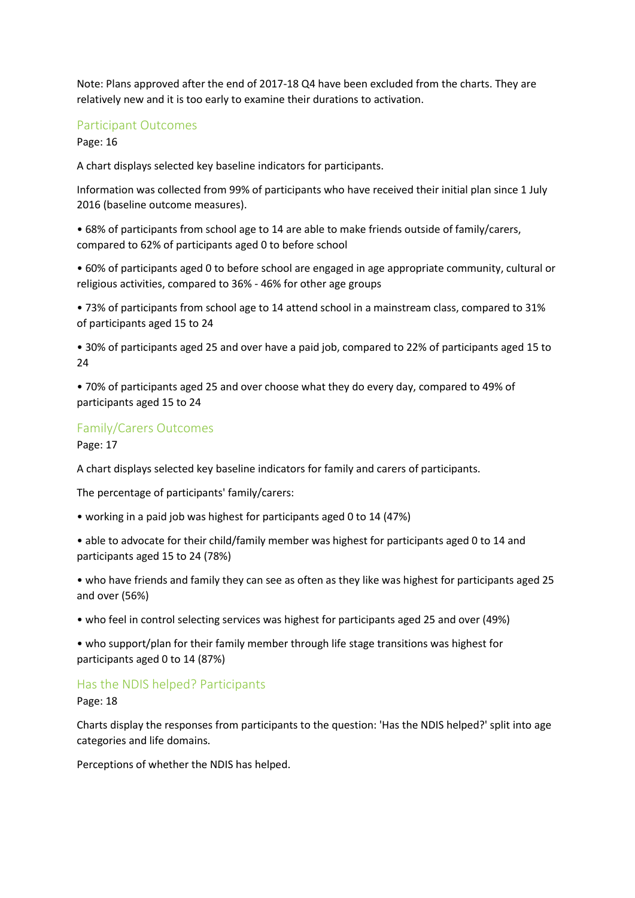Note: Plans approved after the end of 2017-18 Q4 have been excluded from the charts. They are relatively new and it is too early to examine their durations to activation.

## Participant Outcomes

Page: 16

A chart displays selected key baseline indicators for participants.

Information was collected from 99% of participants who have received their initial plan since 1 July 2016 (baseline outcome measures).

- 68% of participants from school age to 14 are able to make friends outside of family/carers, compared to 62% of participants aged 0 to before school
- 60% of participants aged 0 to before school are engaged in age appropriate community, cultural or religious activities, compared to 36% - 46% for other age groups
- 73% of participants from school age to 14 attend school in a mainstream class, compared to 31% of participants aged 15 to 24
- 30% of participants aged 25 and over have a paid job, compared to 22% of participants aged 15 to 24
- 70% of participants aged 25 and over choose what they do every day, compared to 49% of participants aged 15 to 24

## Family/Carers Outcomes

Page: 17

A chart displays selected key baseline indicators for family and carers of participants.

The percentage of participants' family/carers:

- working in a paid job was highest for participants aged 0 to 14 (47%)
- able to advocate for their child/family member was highest for participants aged 0 to 14 and participants aged 15 to 24 (78%)
- who have friends and family they can see as often as they like was highest for participants aged 25 and over (56%)
- who feel in control selecting services was highest for participants aged 25 and over (49%)
- who support/plan for their family member through life stage transitions was highest for participants aged 0 to 14 (87%)

## Has the NDIS helped? Participants

Page: 18

Charts display the responses from participants to the question: 'Has the NDIS helped?' split into age categories and life domains.

Perceptions of whether the NDIS has helped.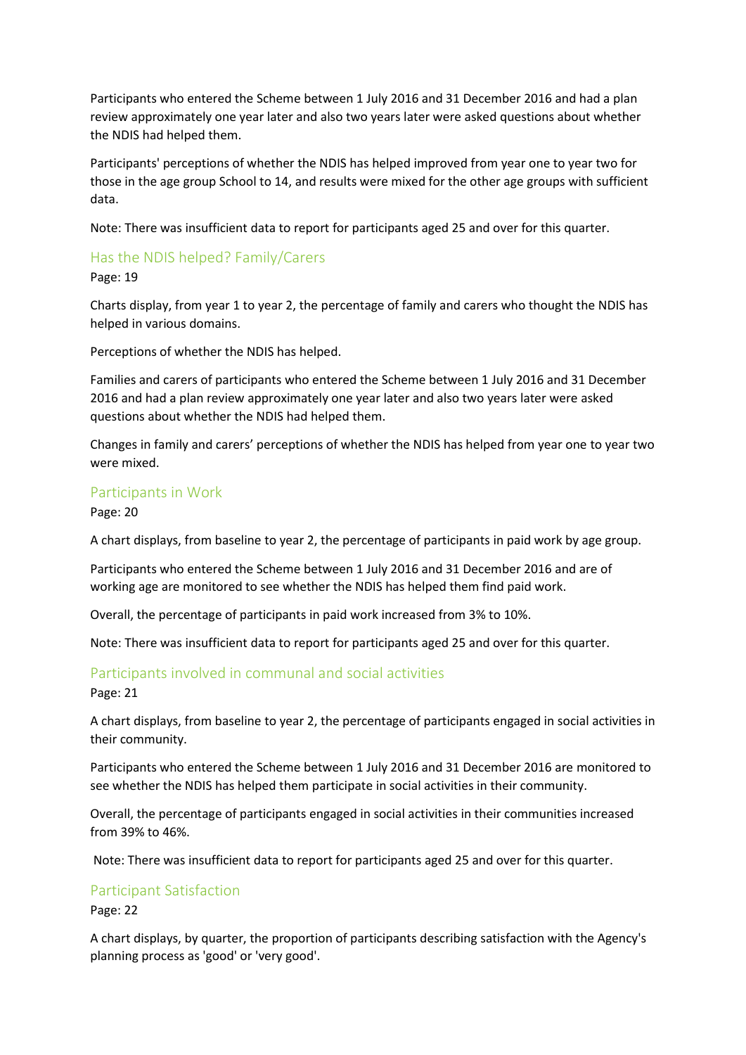Participants who entered the Scheme between 1 July 2016 and 31 December 2016 and had a plan review approximately one year later and also two years later were asked questions about whether the NDIS had helped them.

Participants' perceptions of whether the NDIS has helped improved from year one to year two for those in the age group School to 14, and results were mixed for the other age groups with sufficient data.

Note: There was insufficient data to report for participants aged 25 and over for this quarter.

## Has the NDIS helped? Family/Carers

Page: 19

Charts display, from year 1 to year 2, the percentage of family and carers who thought the NDIS has helped in various domains.

Perceptions of whether the NDIS has helped.

Families and carers of participants who entered the Scheme between 1 July 2016 and 31 December 2016 and had a plan review approximately one year later and also two years later were asked questions about whether the NDIS had helped them.

Changes in family and carers' perceptions of whether the NDIS has helped from year one to year two were mixed.

## Participants in Work

Page: 20

A chart displays, from baseline to year 2, the percentage of participants in paid work by age group.

Participants who entered the Scheme between 1 July 2016 and 31 December 2016 and are of working age are monitored to see whether the NDIS has helped them find paid work.

Overall, the percentage of participants in paid work increased from 3% to 10%.

Note: There was insufficient data to report for participants aged 25 and over for this quarter.

## Participants involved in communal and social activities

Page: 21

A chart displays, from baseline to year 2, the percentage of participants engaged in social activities in their community.

Participants who entered the Scheme between 1 July 2016 and 31 December 2016 are monitored to see whether the NDIS has helped them participate in social activities in their community.

Overall, the percentage of participants engaged in social activities in their communities increased from 39% to 46%.

Note: There was insufficient data to report for participants aged 25 and over for this quarter.

## Participant Satisfaction

Page: 22

A chart displays, by quarter, the proportion of participants describing satisfaction with the Agency's planning process as 'good' or 'very good'.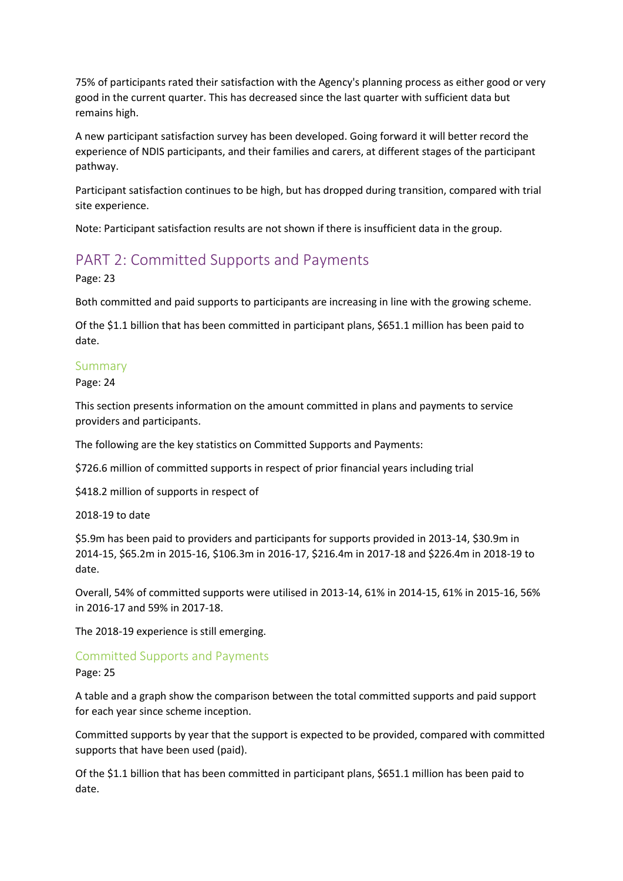75% of participants rated their satisfaction with the Agency's planning process as either good or very good in the current quarter. This has decreased since the last quarter with sufficient data but remains high.

A new participant satisfaction survey has been developed. Going forward it will better record the experience of NDIS participants, and their families and carers, at different stages of the participant pathway.

Participant satisfaction continues to be high, but has dropped during transition, compared with trial site experience.

Note: Participant satisfaction results are not shown if there is insufficient data in the group.

# PART 2: Committed Supports and Payments

Page: 23

Both committed and paid supports to participants are increasing in line with the growing scheme.

Of the $1.1 billion that has been committed in participant plans, $651.1 million has been paid to date.

## Summary

Page: 24

This section presents information on the amount committed in plans and payments to service providers and participants.

The following are the key statistics on Committed Supports and Payments:

$726.6 million of committed supports in respect of prior financial years including trial

$418.2 million of supports in respect of

2018-19 to date

$5.9m has been paid to providers and participants for supports provided in 2013-14, $30.9m in 2014-15, $65.2m in 2015-16, $106.3m in 2016-17, $216.4m in 2017-18 and $226.4m in 2018-19 to date.

Overall, 54% of committed supports were utilised in 2013-14, 61% in 2014-15, 61% in 2015-16, 56% in 2016-17 and 59% in 2017-18.

The 2018-19 experience is still emerging.

## Committed Supports and Payments

Page: 25

A table and a graph show the comparison between the total committed supports and paid support for each year since scheme inception.

Committed supports by year that the support is expected to be provided, compared with committed supports that have been used (paid).

Of the $1.1 billion that has been committed in participant plans, $651.1 million has been paid to date.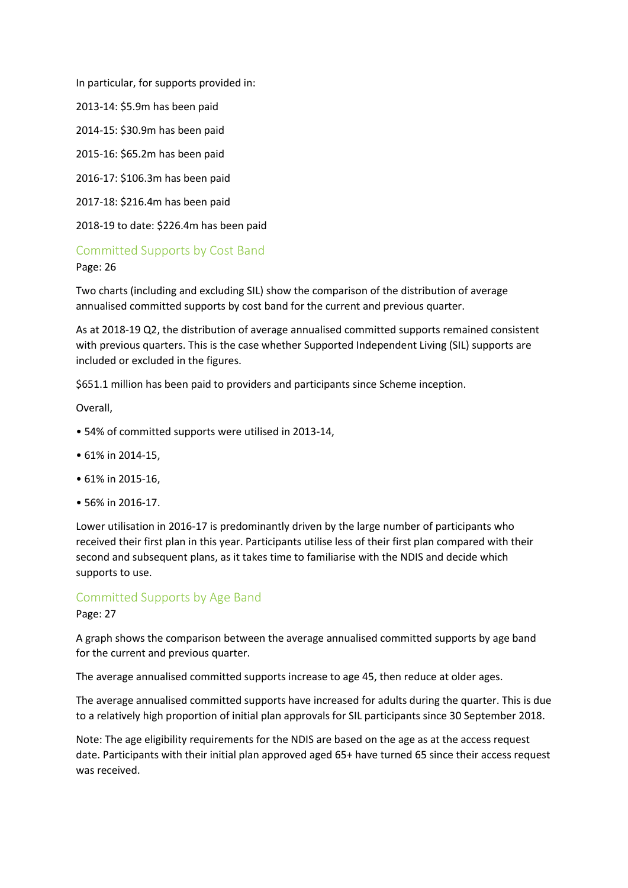In particular, for supports provided in:

2013-14: $5.9m has been paid

2014-15: $30.9m has been paid

2015-16: $65.2m has been paid

2016-17: $106.3m has been paid

2017-18: $216.4m has been paid

2018-19 to date: $226.4m has been paid

## Committed Supports by Cost Band

Page: 26

Two charts (including and excluding SIL) show the comparison of the distribution of average annualised committed supports by cost band for the current and previous quarter.

As at 2018-19 Q2, the distribution of average annualised committed supports remained consistent with previous quarters. This is the case whether Supported Independent Living (SIL) supports are included or excluded in the figures.

$651.1 million has been paid to providers and participants since Scheme inception.

Overall,

- 54% of committed supports were utilised in 2013-14,
- 61% in 2014-15,
- 61% in 2015-16,
- 56% in 2016-17.

Lower utilisation in 2016-17 is predominantly driven by the large number of participants who received their first plan in this year. Participants utilise less of their first plan compared with their second and subsequent plans, as it takes time to familiarise with the NDIS and decide which supports to use.

## Committed Supports by Age Band

Page: 27

A graph shows the comparison between the average annualised committed supports by age band for the current and previous quarter.

The average annualised committed supports increase to age 45, then reduce at older ages.

The average annualised committed supports have increased for adults during the quarter. This is due to a relatively high proportion of initial plan approvals for SIL participants since 30 September 2018.

Note: The age eligibility requirements for the NDIS are based on the age as at the access request date. Participants with their initial plan approved aged 65+ have turned 65 since their access request was received.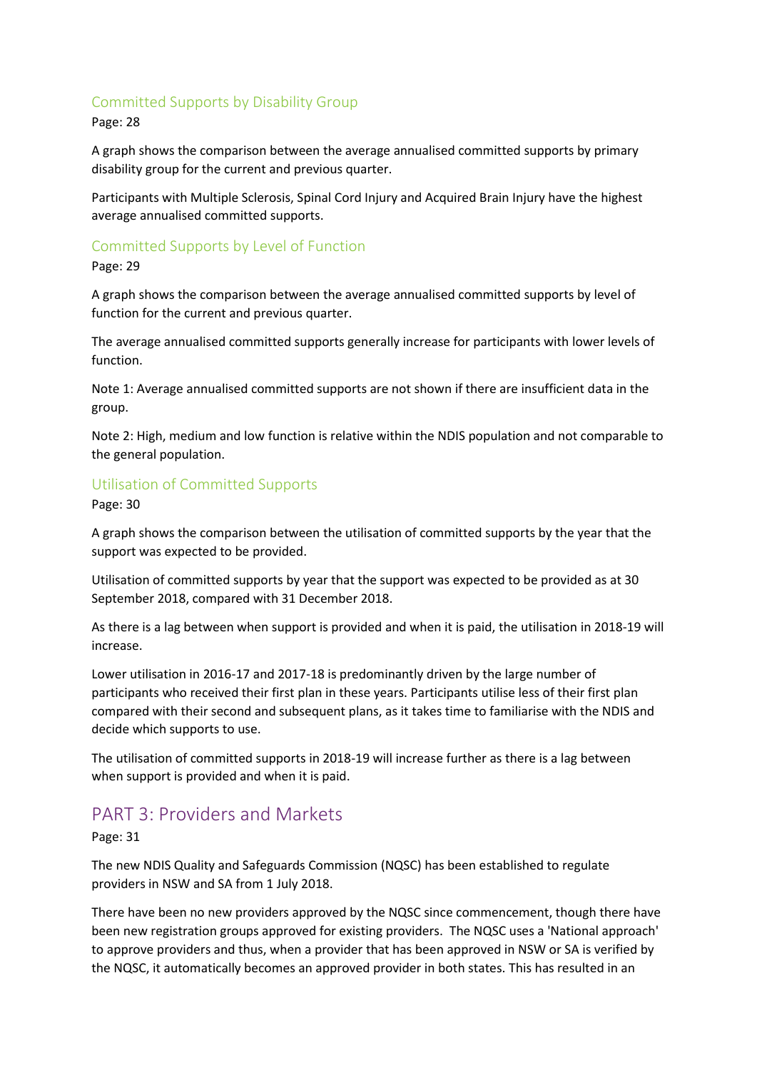### Committed Supports by Disability Group

Page: 28

A graph shows the comparison between the average annualised committed supports by primary disability group for the current and previous quarter.

Participants with Multiple Sclerosis, Spinal Cord Injury and Acquired Brain Injury have the highest average annualised committed supports.

### Committed Supports by Level of Function

Page: 29

A graph shows the comparison between the average annualised committed supports by level of function for the current and previous quarter.

The average annualised committed supports generally increase for participants with lower levels of function.

Note 1: Average annualised committed supports are not shown if there are insufficient data in the group.

Note 2: High, medium and low function is relative within the NDIS population and not comparable to the general population.

### Utilisation of Committed Supports

Page: 30

A graph shows the comparison between the utilisation of committed supports by the year that the support was expected to be provided.

Utilisation of committed supports by year that the support was expected to be provided as at 30 September 2018, compared with 31 December 2018.

As there is a lag between when support is provided and when it is paid, the utilisation in 2018-19 will increase.

Lower utilisation in 2016-17 and 2017-18 is predominantly driven by the large number of participants who received their first plan in these years. Participants utilise less of their first plan compared with their second and subsequent plans, as it takes time to familiarise with the NDIS and decide which supports to use.

The utilisation of committed supports in 2018-19 will increase further as there is a lag between when support is provided and when it is paid.

## PART 3: Providers and Markets

Page: 31

The new NDIS Quality and Safeguards Commission (NQSC) has been established to regulate providers in NSW and SA from 1 July 2018.

There have been no new providers approved by the NQSC since commencement, though there have been new registration groups approved for existing providers. The NQSC uses a 'National approach' to approve providers and thus, when a provider that has been approved in NSW or SA is verified by the NQSC, it automatically becomes an approved provider in both states. This has resulted in an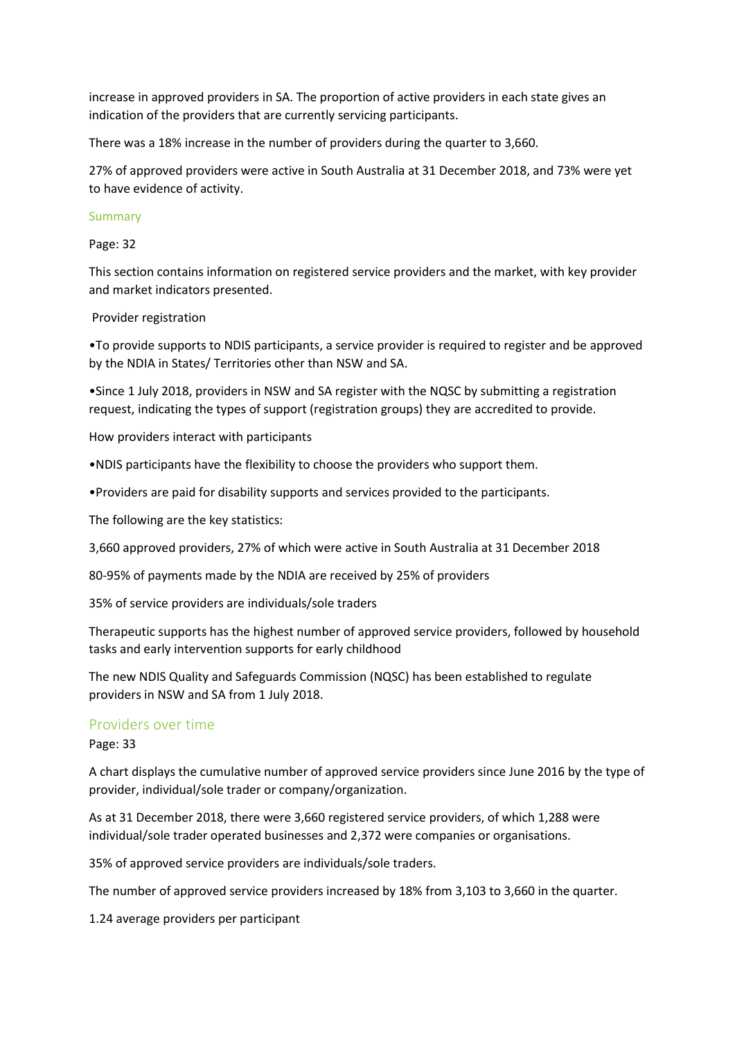increase in approved providers in SA. The proportion of active providers in each state gives an indication of the providers that are currently servicing participants.

There was a 18% increase in the number of providers during the quarter to 3,660.

27% of approved providers were active in South Australia at 31 December 2018, and 73% were yet to have evidence of activity.

### Summary

Page: 32

This section contains information on registered service providers and the market, with key provider and market indicators presented.

Provider registration

•To provide supports to NDIS participants, a service provider is required to register and be approved by the NDIA in States/ Territories other than NSW and SA.

•Since 1 July 2018, providers in NSW and SA register with the NQSC by submitting a registration request, indicating the types of support (registration groups) they are accredited to provide.

How providers interact with participants

•NDIS participants have the flexibility to choose the providers who support them.

•Providers are paid for disability supports and services provided to the participants.

The following are the key statistics:

3,660 approved providers, 27% of which were active in South Australia at 31 December 2018

80-95% of payments made by the NDIA are received by 25% of providers

35% of service providers are individuals/sole traders

Therapeutic supports has the highest number of approved service providers, followed by household tasks and early intervention supports for early childhood

The new NDIS Quality and Safeguards Commission (NQSC) has been established to regulate providers in NSW and SA from 1 July 2018.

## Providers over time

Page: 33

A chart displays the cumulative number of approved service providers since June 2016 by the type of provider, individual/sole trader or company/organization.

As at 31 December 2018, there were 3,660 registered service providers, of which 1,288 were individual/sole trader operated businesses and 2,372 were companies or organisations.

35% of approved service providers are individuals/sole traders.

The number of approved service providers increased by 18% from 3,103 to 3,660 in the quarter.

1.24 average providers per participant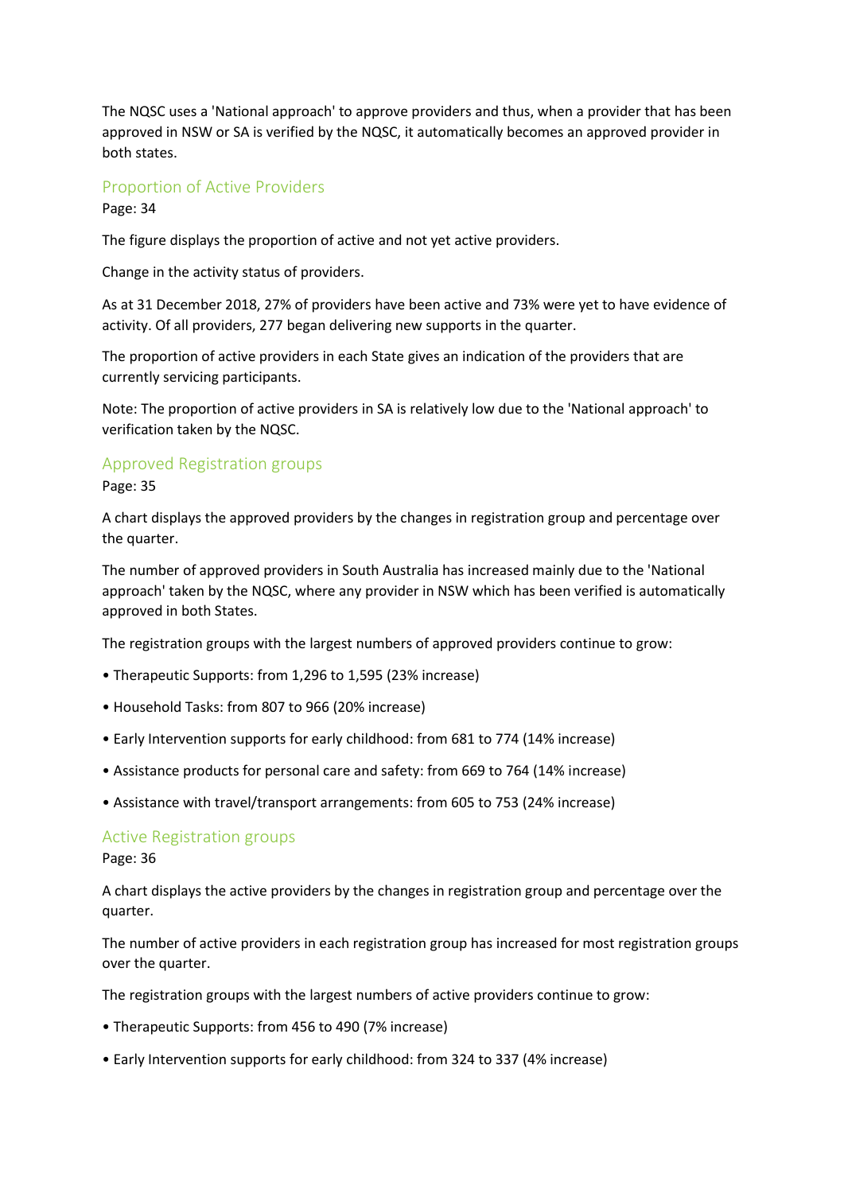The NQSC uses a 'National approach' to approve providers and thus, when a provider that has been approved in NSW or SA is verified by the NQSC, it automatically becomes an approved provider in both states.

## Proportion of Active Providers

Page: 34

The figure displays the proportion of active and not yet active providers.

Change in the activity status of providers.

As at 31 December 2018, 27% of providers have been active and 73% were yet to have evidence of activity. Of all providers, 277 began delivering new supports in the quarter.

The proportion of active providers in each State gives an indication of the providers that are currently servicing participants.

Note: The proportion of active providers in SA is relatively low due to the 'National approach' to verification taken by the NQSC.

## Approved Registration groups

Page: 35

A chart displays the approved providers by the changes in registration group and percentage over the quarter.

The number of approved providers in South Australia has increased mainly due to the 'National approach' taken by the NQSC, where any provider in NSW which has been verified is automatically approved in both States.

The registration groups with the largest numbers of approved providers continue to grow:

- Therapeutic Supports: from 1,296 to 1,595 (23% increase)
- Household Tasks: from 807 to 966 (20% increase)
- Early Intervention supports for early childhood: from 681 to 774 (14% increase)
- Assistance products for personal care and safety: from 669 to 764 (14% increase)
- Assistance with travel/transport arrangements: from 605 to 753 (24% increase)

## Active Registration groups

Page: 36

A chart displays the active providers by the changes in registration group and percentage over the quarter.

The number of active providers in each registration group has increased for most registration groups over the quarter.

The registration groups with the largest numbers of active providers continue to grow:

- Therapeutic Supports: from 456 to 490 (7% increase)
- Early Intervention supports for early childhood: from 324 to 337 (4% increase)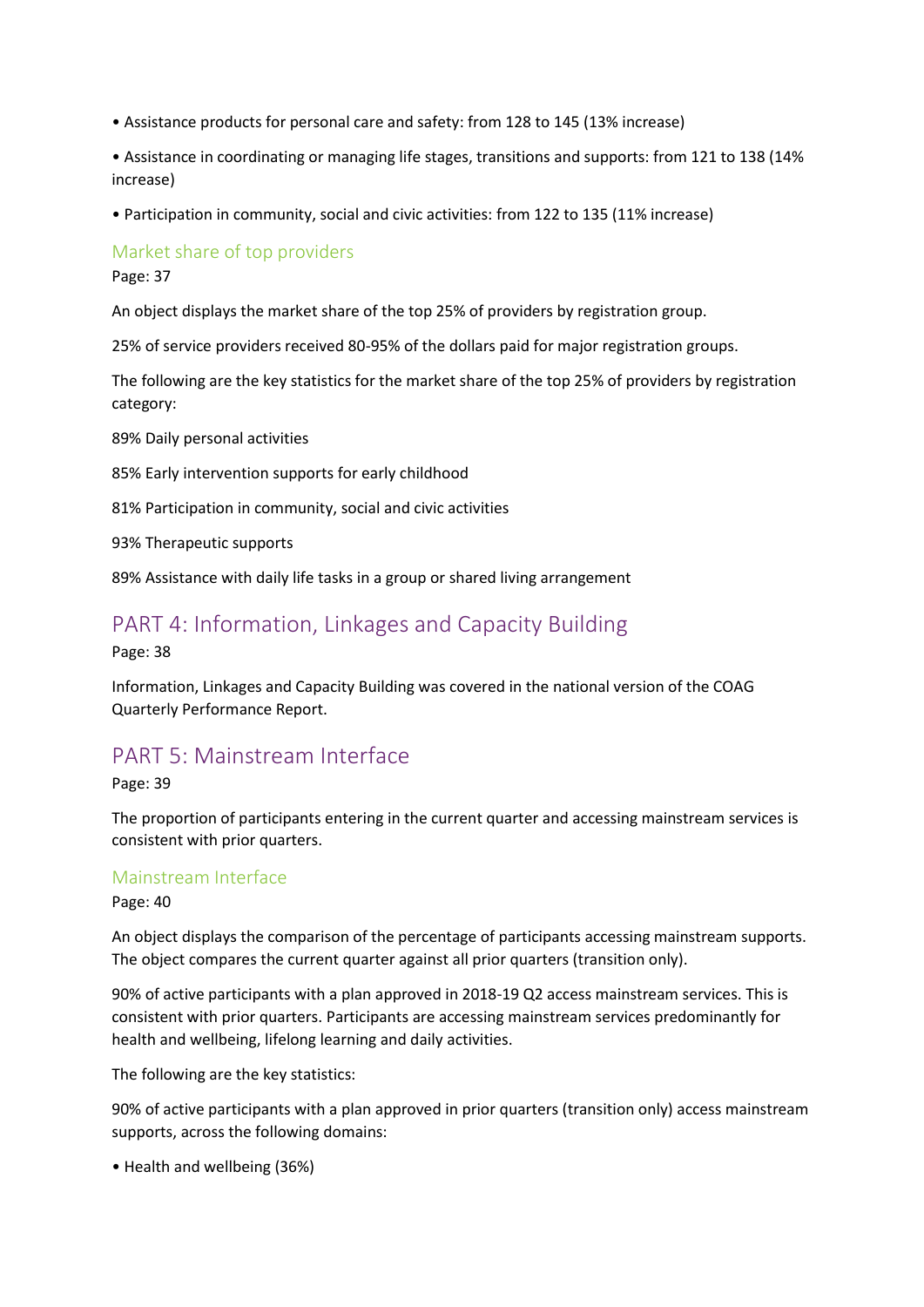• Assistance products for personal care and safety: from 128 to 145 (13% increase)

• Assistance in coordinating or managing life stages, transitions and supports: from 121 to 138 (14% increase)

• Participation in community, social and civic activities: from 122 to 135 (11% increase)

### Market share of top providers

Page: 37

An object displays the market share of the top 25% of providers by registration group.

25% of service providers received 80-95% of the dollars paid for major registration groups.

The following are the key statistics for the market share of the top 25% of providers by registration category:

89% Daily personal activities

85% Early intervention supports for early childhood

81% Participation in community, social and civic activities

93% Therapeutic supports

89% Assistance with daily life tasks in a group or shared living arrangement

## PART 4: Information, Linkages and Capacity Building

Page: 38

Information, Linkages and Capacity Building was covered in the national version of the COAG Quarterly Performance Report.

## PART 5: Mainstream Interface

Page: 39

The proportion of participants entering in the current quarter and accessing mainstream services is consistent with prior quarters.

### Mainstream Interface

Page: 40

An object displays the comparison of the percentage of participants accessing mainstream supports. The object compares the current quarter against all prior quarters (transition only).

90% of active participants with a plan approved in 2018-19 Q2 access mainstream services. This is consistent with prior quarters. Participants are accessing mainstream services predominantly for health and wellbeing, lifelong learning and daily activities.

The following are the key statistics:

90% of active participants with a plan approved in prior quarters (transition only) access mainstream supports, across the following domains:

• Health and wellbeing (36%)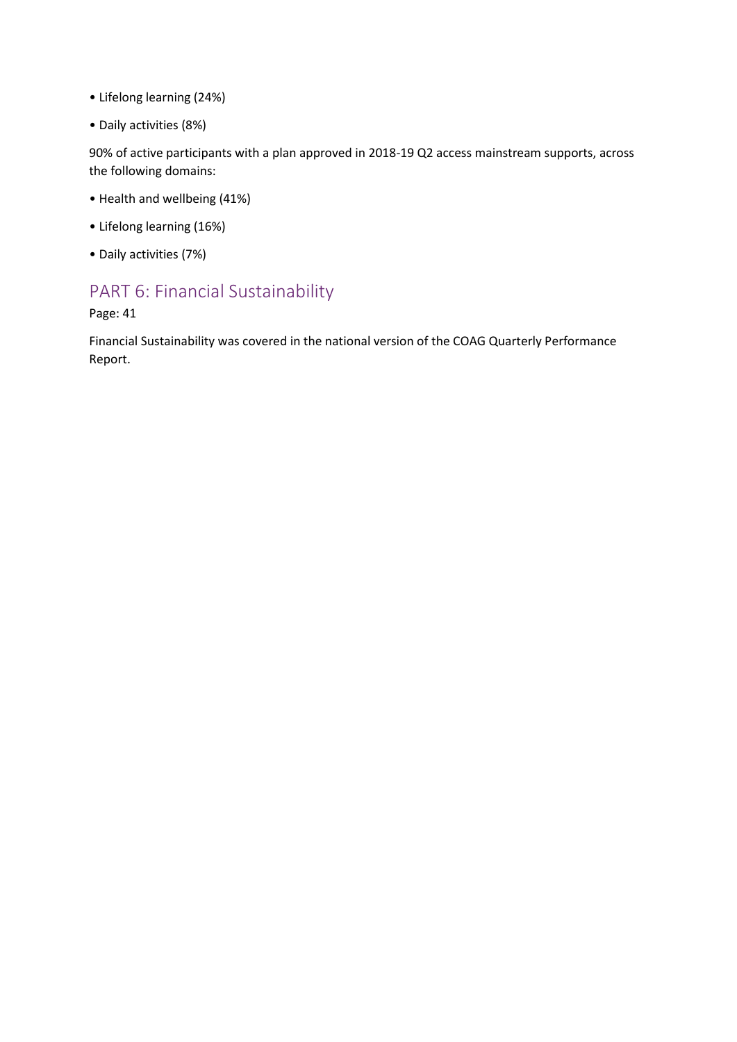- Lifelong learning (24%)
- Daily activities (8%)

90% of active participants with a plan approved in 2018-19 Q2 access mainstream supports, across the following domains:

- Health and wellbeing (41%)
- Lifelong learning (16%)
- Daily activities (7%)

## PART 6: Financial Sustainability

Page: 41

Financial Sustainability was covered in the national version of the COAG Quarterly Performance Report.